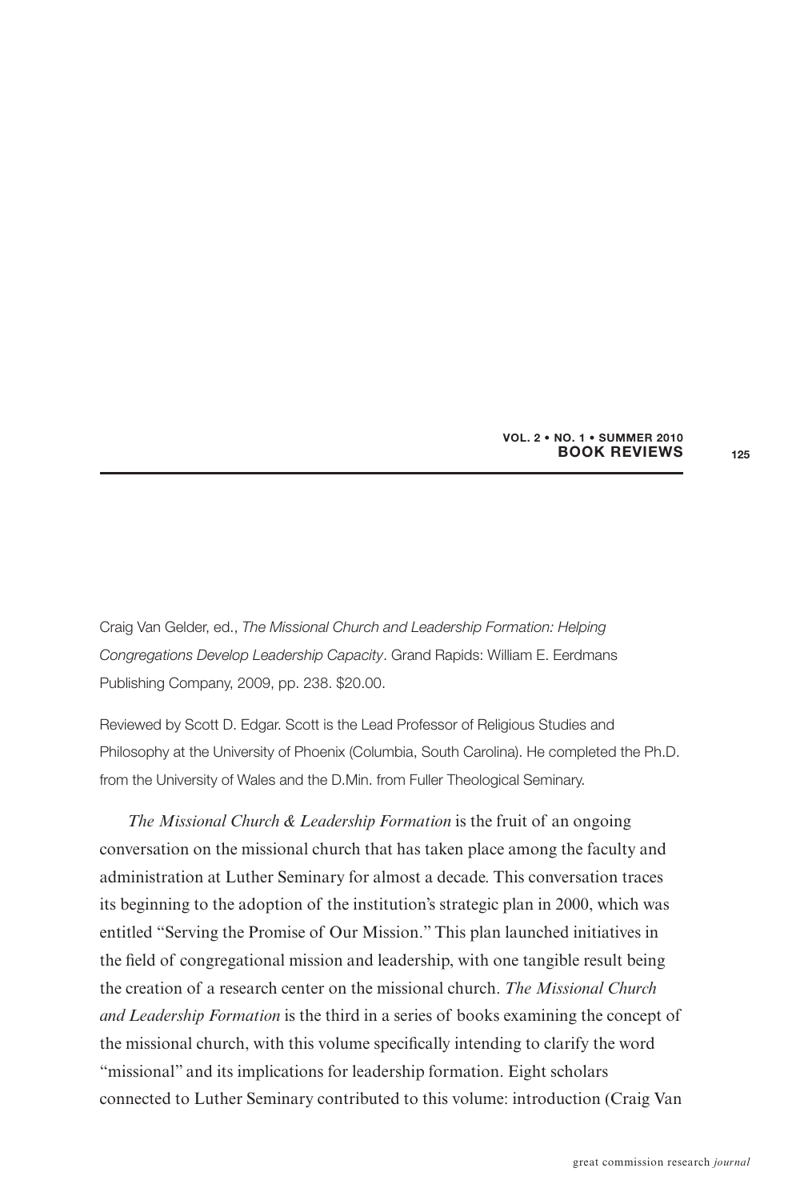Craig Van Gelder, ed., *The Missional Church and Leadership Formation: Helping Congregations Develop Leadership Capacity*. Grand Rapids: William E. Eerdmans Publishing Company, 2009, pp. 238. $20.00.

Reviewed by Scott D. Edgar. Scott is the Lead Professor of Religious Studies and Philosophy at the University of Phoenix (Columbia, South Carolina). He completed the Ph.D. from the University of Wales and the D.Min. from Fuller Theological Seminary.

*The Missional Church & Leadership Formation* is the fruit of an ongoing conversation on the missional church that has taken place among the faculty and administration at Luther Seminary for almost a decade. This conversation traces its beginning to the adoption of the institution's strategic plan in 2000, which was entitled "Serving the Promise of Our Mission." This plan launched initiatives in the field of congregational mission and leadership, with one tangible result being the creation of a research center on the missional church. *The Missional Church and Leadership Formation* is the third in a series of books examining the concept of the missional church, with this volume specifically intending to clarify the word "missional" and its implications for leadership formation. Eight scholars connected to Luther Seminary contributed to this volume: introduction (Craig Van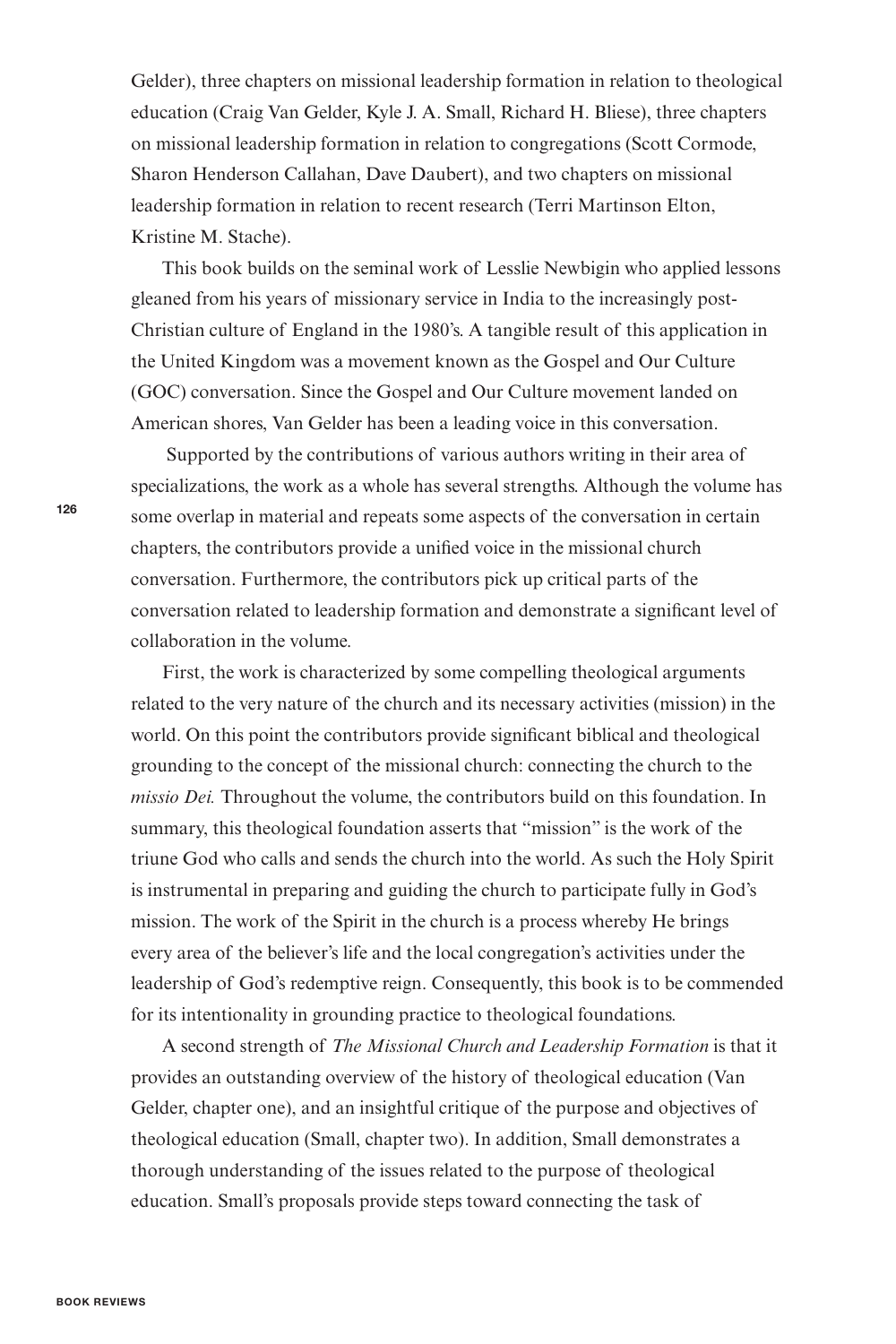Gelder), three chapters on missional leadership formation in relation to theological education (Craig Van Gelder, Kyle J. A. Small, Richard H. Bliese), three chapters on missional leadership formation in relation to congregations (Scott Cormode, Sharon Henderson Callahan, Dave Daubert), and two chapters on missional leadership formation in relation to recent research (Terri Martinson Elton, Kristine M. Stache).

This book builds on the seminal work of Lesslie Newbigin who applied lessons gleaned from his years of missionary service in India to the increasingly post-Christian culture of England in the 1980's. A tangible result of this application in the United Kingdom was a movement known as the Gospel and Our Culture (GOC) conversation. Since the Gospel and Our Culture movement landed on American shores, Van Gelder has been a leading voice in this conversation.

Supported by the contributions of various authors writing in their area of specializations, the work as a whole has several strengths. Although the volume has some overlap in material and repeats some aspects of the conversation in certain chapters, the contributors provide a unified voice in the missional church conversation. Furthermore, the contributors pick up critical parts of the conversation related to leadership formation and demonstrate a significant level of collaboration in the volume.

First, the work is characterized by some compelling theological arguments related to the very nature of the church and its necessary activities (mission) in the world. On this point the contributors provide significant biblical and theological grounding to the concept of the missional church: connecting the church to the *missio Dei.* Throughout the volume, the contributors build on this foundation. In summary, this theological foundation asserts that "mission" is the work of the triune God who calls and sends the church into the world. As such the Holy Spirit is instrumental in preparing and guiding the church to participate fully in God's mission. The work of the Spirit in the church is a process whereby He brings every area of the believer's life and the local congregation's activities under the leadership of God's redemptive reign. Consequently, this book is to be commended for its intentionality in grounding practice to theological foundations.

A second strength of *The Missional Church and Leadership Formation* is that it provides an outstanding overview of the history of theological education (Van Gelder, chapter one), and an insightful critique of the purpose and objectives of theological education (Small, chapter two). In addition, Small demonstrates a thorough understanding of the issues related to the purpose of theological education. Small's proposals provide steps toward connecting the task of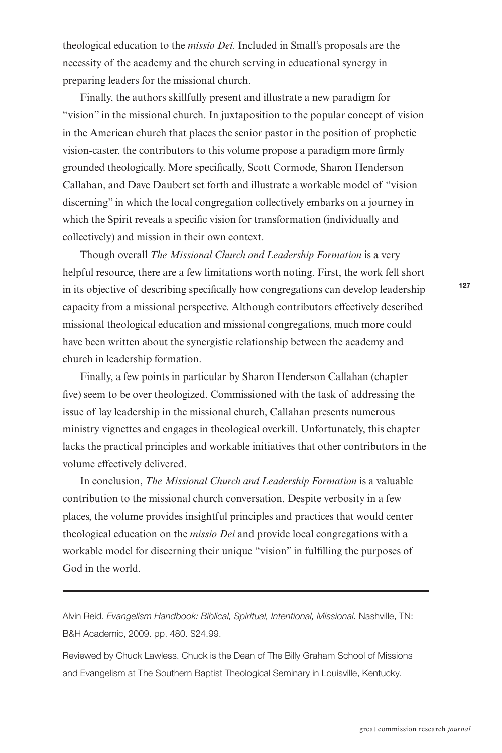theological education to the *missio Dei.* Included in Small's proposals are the necessity of the academy and the church serving in educational synergy in preparing leaders for the missional church.

Finally, the authors skillfully present and illustrate a new paradigm for "vision" in the missional church. In juxtaposition to the popular concept of vision in the American church that places the senior pastor in the position of prophetic vision-caster, the contributors to this volume propose a paradigm more firmly grounded theologically. More specifically, Scott Cormode, Sharon Henderson Callahan, and Dave Daubert set forth and illustrate a workable model of "vision discerning" in which the local congregation collectively embarks on a journey in which the Spirit reveals a specific vision for transformation (individually and collectively) and mission in their own context.

Though overall *The Missional Church and Leadership Formation* is a very helpful resource, there are a few limitations worth noting. First, the work fell short in its objective of describing specifically how congregations can develop leadership capacity from a missional perspective. Although contributors effectively described missional theological education and missional congregations, much more could have been written about the synergistic relationship between the academy and church in leadership formation.

Finally, a few points in particular by Sharon Henderson Callahan (chapter five) seem to be over theologized. Commissioned with the task of addressing the issue of lay leadership in the missional church, Callahan presents numerous ministry vignettes and engages in theological overkill. Unfortunately, this chapter lacks the practical principles and workable initiatives that other contributors in the volume effectively delivered.

In conclusion, *The Missional Church and Leadership Formation* is a valuable contribution to the missional church conversation. Despite verbosity in a few places, the volume provides insightful principles and practices that would center theological education on the *missio Dei* and provide local congregations with a workable model for discerning their unique "vision" in fulfilling the purposes of God in the world.

---

Alvin Reid. *Evangelism Handbook: Biblical, Spiritual, Intentional, Missional.* Nashville, TN: B&H Academic, 2009. pp. 480. $24.99.

Reviewed by Chuck Lawless. Chuck is the Dean of The Billy Graham School of Missions and Evangelism at The Southern Baptist Theological Seminary in Louisville, Kentucky.